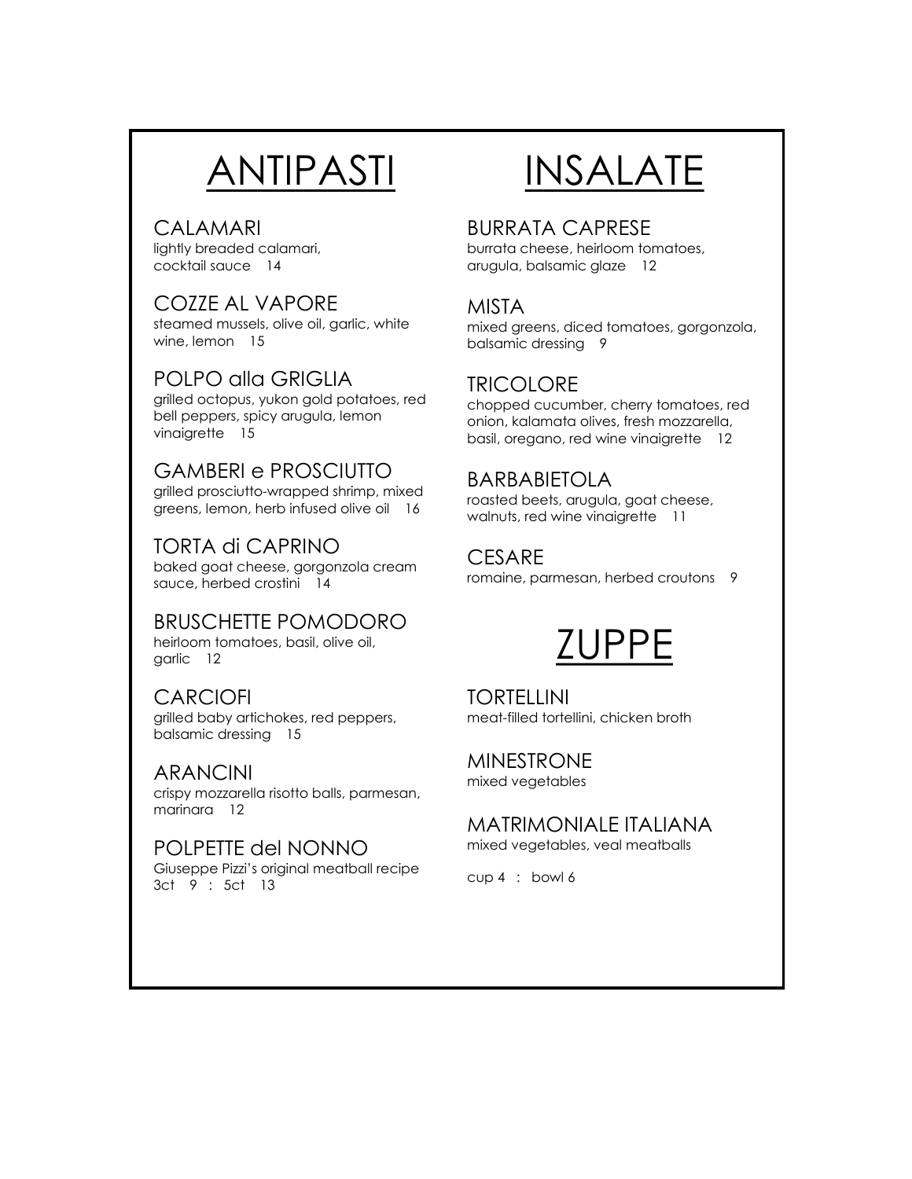# ANTIPASTI

### CALAMARI
lightly breaded calamari, cocktail sauce 14

### COZZE AL VAPORE
steamed mussels, olive oil, garlic, white wine, lemon 15

### POLPO alla GRIGLIA
grilled octopus, yukon gold potatoes, red bell peppers, spicy arugula, lemon vinaigrette 15

### GAMBERI e PROSCIUTTO
grilled prosciutto-wrapped shrimp, mixed greens, lemon, herb infused olive oil 16

### TORTA di CAPRINO
baked goat cheese, gorgonzola cream sauce, herbed crostini 14

### BRUSCHETTE POMODORO
heirloom tomatoes, basil, olive oil, garlic 12

### CARCIOFI
grilled baby artichokes, red peppers, balsamic dressing 15

### ARANCINI
crispy mozzarella risotto balls, parmesan, marinara 12

### POLPETTE del NONNO
Giuseppe Pizzi's original meatball recipe
3ct 9 : 5ct 13

# INSALATE

### BURRATA CAPRESE
burrata cheese, heirloom tomatoes, arugula, balsamic glaze 12

### MISTA
mixed greens, diced tomatoes, gorgonzola, balsamic dressing 9

### TRICOLORE
chopped cucumber, cherry tomatoes, red onion, kalamata olives, fresh mozzarella, basil, oregano, red wine vinaigrette 12

### BARBABIETOLA
roasted beets, arugula, goat cheese, walnuts, red wine vinaigrette 11

### CESARE
romaine, parmesan, herbed croutons 9

# ZUPPE

### TORTELLINI
meat-filled tortellini, chicken broth

### MINESTRONE
mixed vegetables

### MATRIMONIALE ITALIANA
mixed vegetables, veal meatballs

cup 4 : bowl 6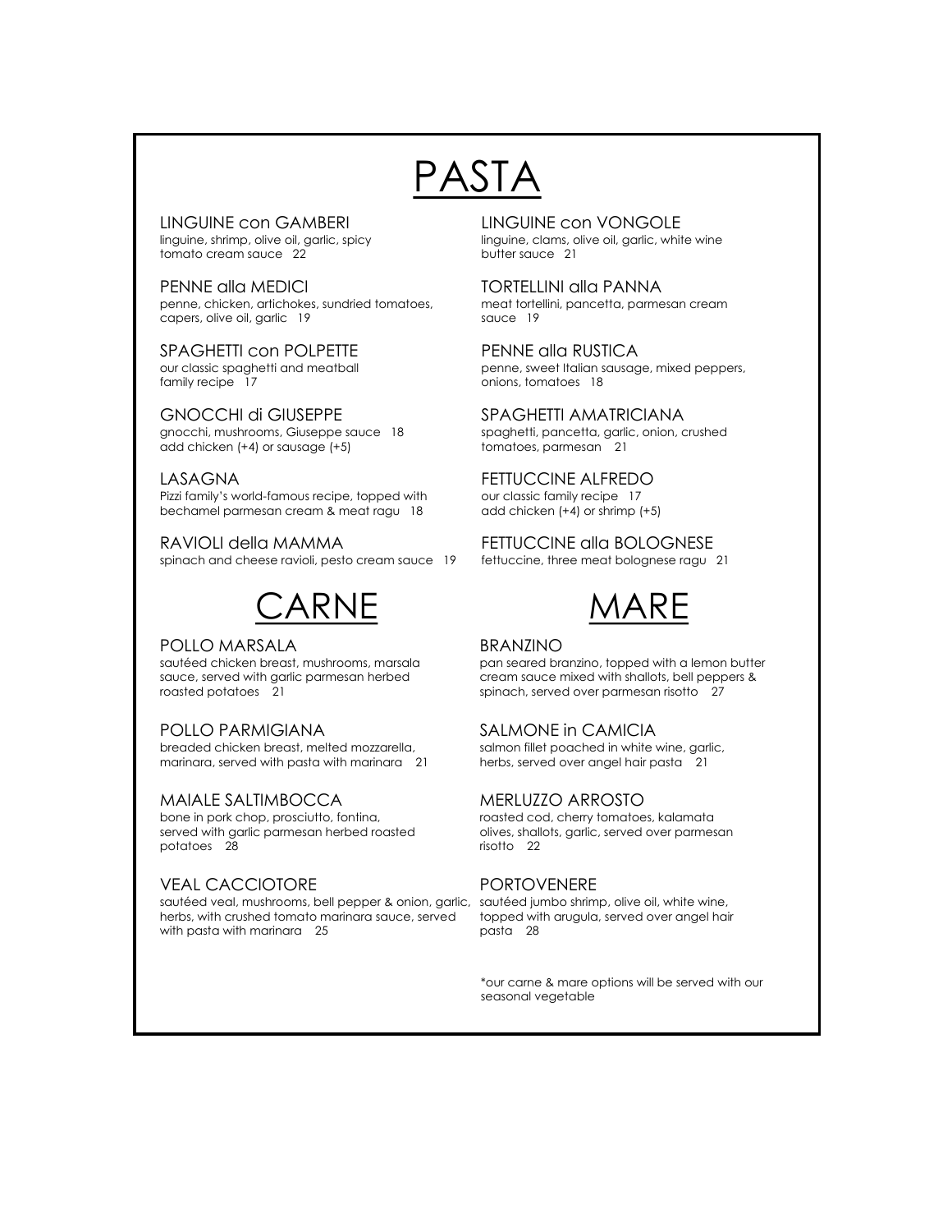# PASTA

### LINGUINE con GAMBERI
linguine, shrimp, olive oil, garlic, spicy tomato cream sauce 22

### PENNE alla MEDICI
penne, chicken, artichokes, sundried tomatoes, capers, olive oil, garlic 19

### SPAGHETTI con POLPETTE
our classic spaghetti and meatball family recipe 17

### GNOCCHI di GIUSEPPE
gnocchi, mushrooms, Giuseppe sauce 18
add chicken (+4) or sausage (+5)

### LASAGNA
Pizzi family's world-famous recipe, topped with bechamel parmesan cream & meat ragu 18

### RAVIOLI della MAMMA
spinach and cheese ravioli, pesto cream sauce 19

### LINGUINE con VONGOLE
linguine, clams, olive oil, garlic, white wine butter sauce 21

### TORTELLINI alla PANNA
meat tortellini, pancetta, parmesan cream sauce 19

### PENNE alla RUSTICA
penne, sweet Italian sausage, mixed peppers, onions, tomatoes 18

### SPAGHETTI AMATRICIANA
spaghetti, pancetta, garlic, onion, crushed tomatoes, parmesan 21

### FETTUCCINE ALFREDO
our classic family recipe 17
add chicken (+4) or shrimp (+5)

### FETTUCCINE alla BOLOGNESE
fettuccine, three meat bolognese ragu 21

# CARNE

### POLLO MARSALA
sautéed chicken breast, mushrooms, marsala sauce, served with garlic parmesan herbed roasted potatoes 21

### POLLO PARMIGIANA
breaded chicken breast, melted mozzarella, marinara, served with pasta with marinara 21

### MAIALE SALTIMBOCCA
bone in pork chop, prosciutto, fontina, served with garlic parmesan herbed roasted potatoes 28

### VEAL CACCIOTORE
sautéed veal, mushrooms, bell pepper & onion, garlic, herbs, with crushed tomato marinara sauce, served with pasta with marinara 25

# MARE

### BRANZINO
pan seared branzino, topped with a lemon butter cream sauce mixed with shallots, bell peppers & spinach, served over parmesan risotto 27

### SALMONE in CAMICIA
salmon fillet poached in white wine, garlic, herbs, served over angel hair pasta 21

### MERLUZZO ARROSTO
roasted cod, cherry tomatoes, kalamata olives, shallots, garlic, served over parmesan risotto 22

### PORTOVENERE
sautéed jumbo shrimp, olive oil, white wine, topped with arugula, served over angel hair pasta 28

*our carne & mare options will be served with our seasonal vegetable